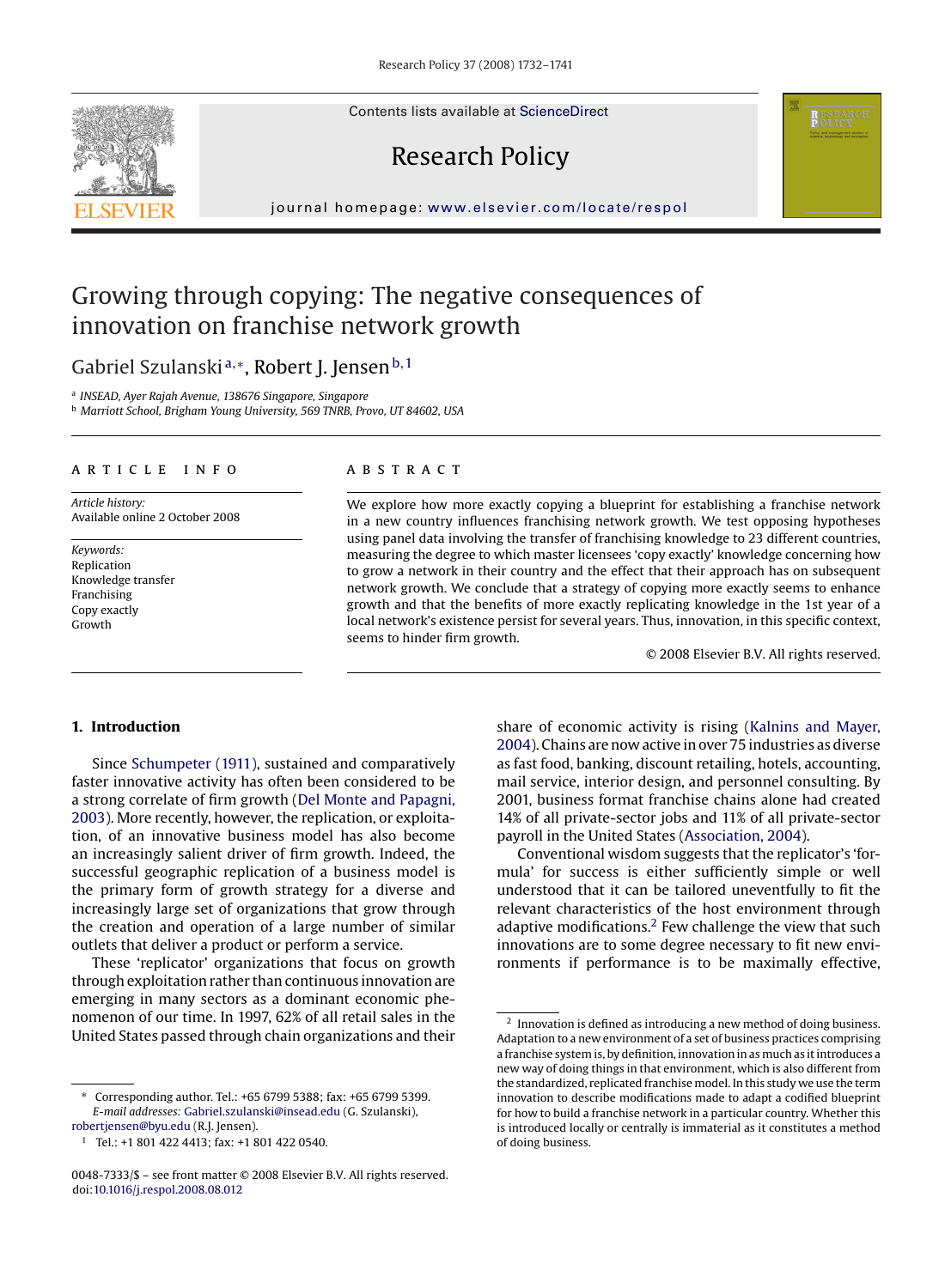# Growing through copying: The negative consequences of innovation on franchise network growth

Gabriel Szulanski[a,*], Robert J. Jensen[b,1]

[a] INSEAD, Ayer Rajah Avenue, 138676 Singapore, Singapore
[b] Marriott School, Brigham Young University, 569 TNRB, Provo, UT 84602, USA

**ARTICLE INFO**

*Article history:*
Available online 2 October 2008

*Keywords:*
Replication
Knowledge transfer
Franchising
Copy exactly
Growth

**ABSTRACT**

We explore how more exactly copying a blueprint for establishing a franchise network in a new country influences franchising network growth. We test opposing hypotheses using panel data involving the transfer of franchising knowledge to 23 different countries, measuring the degree to which master licensees 'copy exactly' knowledge concerning how to grow a network in their country and the effect that their approach has on subsequent network growth. We conclude that a strategy of copying more exactly seems to enhance growth and that the benefits of more exactly replicating knowledge in the 1st year of a local network's existence persist for several years. Thus, innovation, in this specific context, seems to hinder firm growth.

© 2008 Elsevier B.V. All rights reserved.

## 1. Introduction

Since Schumpeter (1911), sustained and comparatively faster innovative activity has often been considered to be a strong correlate of firm growth (Del Monte and Papagni, 2003). More recently, however, the replication, or exploitation, of an innovative business model has also become an increasingly salient driver of firm growth. Indeed, the successful geographic replication of a business model is the primary form of growth strategy for a diverse and increasingly large set of organizations that grow through the creation and operation of a large number of similar outlets that deliver a product or perform a service.

These 'replicator' organizations that focus on growth through exploitation rather than continuous innovation are emerging in many sectors as a dominant economic phenomenon of our time. In 1997, 62% of all retail sales in the United States passed through chain organizations and their share of economic activity is rising (Kalnins and Mayer, 2004). Chains are now active in over 75 industries as diverse as fast food, banking, discount retailing, hotels, accounting, mail service, interior design, and personnel consulting. By 2001, business format franchise chains alone had created 14% of all private-sector jobs and 11% of all private-sector payroll in the United States (Association, 2004).

Conventional wisdom suggests that the replicator's 'formula' for success is either sufficiently simple or well understood that it can be tailored uneventfully to fit the relevant characteristics of the host environment through adaptive modifications.[2] Few challenge the view that such innovations are to some degree necessary to fit new environments if performance is to be maximally effective,

---

[2] Innovation is defined as introducing a new method of doing business. Adaptation to a new environment of a set of business practices comprising a franchise system is, by definition, innovation in as much as it introduces a new way of doing things in that environment, which is also different from the standardized, replicated franchise model. In this study we use the term innovation to describe modifications made to adapt a codified blueprint for how to build a franchise network in a particular country. Whether this is introduced locally or centrally is immaterial as it constitutes a method of doing business.

\* Corresponding author. Tel.: +65 6799 5388; fax: +65 6799 5399.
*E-mail addresses:* Gabriel.szulanski@insead.edu (G. Szulanski), robertjensen@byu.edu (R.J. Jensen).

[1] Tel.: +1 801 422 4413; fax: +1 801 422 0540.

0048-7333/$ – see front matter © 2008 Elsevier B.V. All rights reserved.
doi:10.1016/j.respol.2008.08.012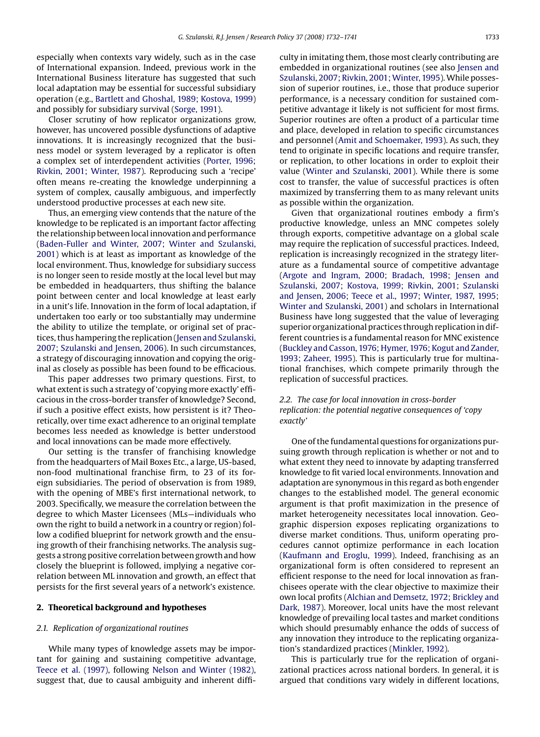especially when contexts vary widely, such as in the case of International expansion. Indeed, previous work in the International Business literature has suggested that such local adaptation may be essential for successful subsidiary operation (e.g., Bartlett and Ghoshal, 1989; Kostova, 1999) and possibly for subsidiary survival (Sorge, 1991).

Closer scrutiny of how replicator organizations grow, however, has uncovered possible dysfunctions of adaptive innovations. It is increasingly recognized that the business model or system leveraged by a replicator is often a complex set of interdependent activities (Porter, 1996; Rivkin, 2001; Winter, 1987). Reproducing such a 'recipe' often means re-creating the knowledge underpinning a system of complex, causally ambiguous, and imperfectly understood productive processes at each new site.

Thus, an emerging view contends that the nature of the knowledge to be replicated is an important factor affecting the relationship between local innovation and performance (Baden-Fuller and Winter, 2007; Winter and Szulanski, 2001) which is at least as important as knowledge of the local environment. Thus, knowledge for subsidiary success is no longer seen to reside mostly at the local level but may be embedded in headquarters, thus shifting the balance point between center and local knowledge at least early in a unit's life. Innovation in the form of local adaptation, if undertaken too early or too substantially may undermine the ability to utilize the template, or original set of practices, thus hampering the replication (Jensen and Szulanski, 2007; Szulanski and Jensen, 2006). In such circumstances, a strategy of discouraging innovation and copying the original as closely as possible has been found to be efficacious.

This paper addresses two primary questions. First, to what extent is such a strategy of 'copying more exactly' efficacious in the cross-border transfer of knowledge? Second, if such a positive effect exists, how persistent is it? Theoretically, over time exact adherence to an original template becomes less needed as knowledge is better understood and local innovations can be made more effectively.

Our setting is the transfer of franchising knowledge from the headquarters of Mail Boxes Etc., a large, US-based, non-food multinational franchise firm, to 23 of its foreign subsidiaries. The period of observation is from 1989, with the opening of MBE's first international network, to 2003. Specifically, we measure the correlation between the degree to which Master Licensees (MLs—individuals who own the right to build a network in a country or region) follow a codified blueprint for network growth and the ensuing growth of their franchising networks. The analysis suggests a strong positive correlation between growth and how closely the blueprint is followed, implying a negative correlation between ML innovation and growth, an effect that persists for the first several years of a network's existence.

## 2. Theoretical background and hypotheses

### 2.1. Replication of organizational routines

While many types of knowledge assets may be important for gaining and sustaining competitive advantage, Teece et al. (1997), following Nelson and Winter (1982), suggest that, due to causal ambiguity and inherent difficulty in imitating them, those most clearly contributing are embedded in organizational routines (see also Jensen and Szulanski, 2007; Rivkin, 2001; Winter, 1995). While possession of superior routines, i.e., those that produce superior performance, is a necessary condition for sustained competitive advantage it likely is not sufficient for most firms. Superior routines are often a product of a particular time and place, developed in relation to specific circumstances and personnel (Amit and Schoemaker, 1993). As such, they tend to originate in specific locations and require transfer, or replication, to other locations in order to exploit their value (Winter and Szulanski, 2001). While there is some cost to transfer, the value of successful practices is often maximized by transferring them to as many relevant units as possible within the organization.

Given that organizational routines embody a firm's productive knowledge, unless an MNC competes solely through exports, competitive advantage on a global scale may require the replication of successful practices. Indeed, replication is increasingly recognized in the strategy literature as a fundamental source of competitive advantage (Argote and Ingram, 2000; Bradach, 1998; Jensen and Szulanski, 2007; Kostova, 1999; Rivkin, 2001; Szulanski and Jensen, 2006; Teece et al., 1997; Winter, 1987, 1995; Winter and Szulanski, 2001) and scholars in International Business have long suggested that the value of leveraging superior organizational practices through replication in different countries is a fundamental reason for MNC existence (Buckley and Casson, 1976; Hymer, 1976; Kogut and Zander, 1993; Zaheer, 1995). This is particularly true for multinational franchises, which compete primarily through the replication of successful practices.

### 2.2. The case for local innovation in cross-border replication: the potential negative consequences of 'copy exactly'

One of the fundamental questions for organizations pursuing growth through replication is whether or not and to what extent they need to innovate by adapting transferred knowledge to fit varied local environments. Innovation and adaptation are synonymous in this regard as both engender changes to the established model. The general economic argument is that profit maximization in the presence of market heterogeneity necessitates local innovation. Geographic dispersion exposes replicating organizations to diverse market conditions. Thus, uniform operating procedures cannot optimize performance in each location (Kaufmann and Eroglu, 1999). Indeed, franchising as an organizational form is often considered to represent an efficient response to the need for local innovation as franchisees operate with the clear objective to maximize their own local profits (Alchian and Demsetz, 1972; Brickley and Dark, 1987). Moreover, local units have the most relevant knowledge of prevailing local tastes and market conditions which should presumably enhance the odds of success of any innovation they introduce to the replicating organization's standardized practices (Minkler, 1992).

This is particularly true for the replication of organizational practices across national borders. In general, it is argued that conditions vary widely in different locations,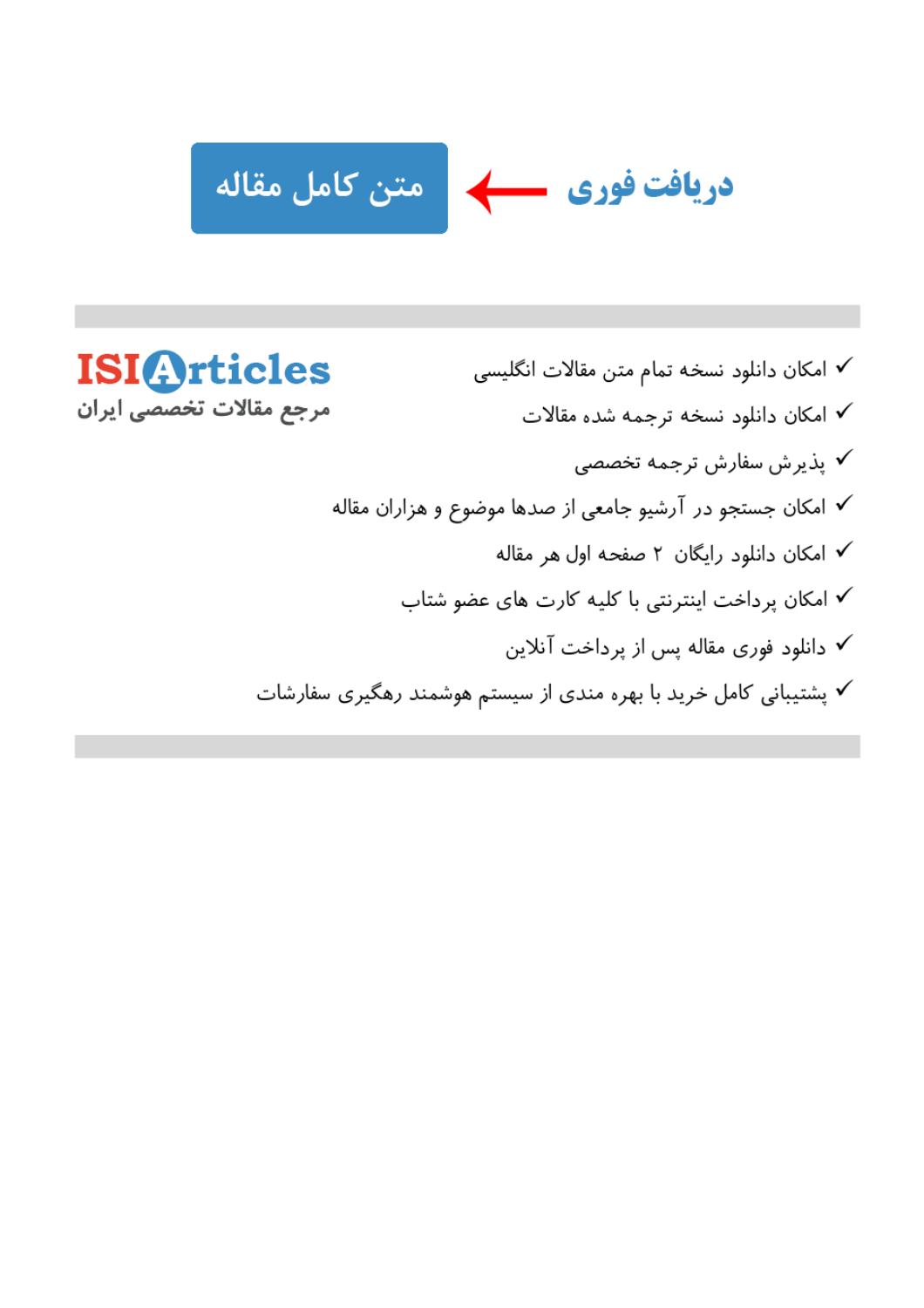دریافت فوری ← **متن کامل مقاله**

**ISIArticles**
مرجع مقالات تخصصی ایران

- ✓ امکان دانلود نسخه تمام متن مقالات انگلیسی
- ✓ امکان دانلود نسخه ترجمه شده مقالات
- ✓ پذیرش سفارش ترجمه تخصصی
- ✓ امکان جستجو در آرشیو جامعی از صدها موضوع و هزاران مقاله
- ✓ امکان دانلود رایگان ۲ صفحه اول هر مقاله
- ✓ امکان پرداخت اینترنتی با کلیه کارت های عضو شتاب
- ✓ دانلود فوری مقاله پس از پرداخت آنلاین
- ✓ پشتیبانی کامل خرید با بهره مندی از سیستم هوشمند رهگیری سفارشات